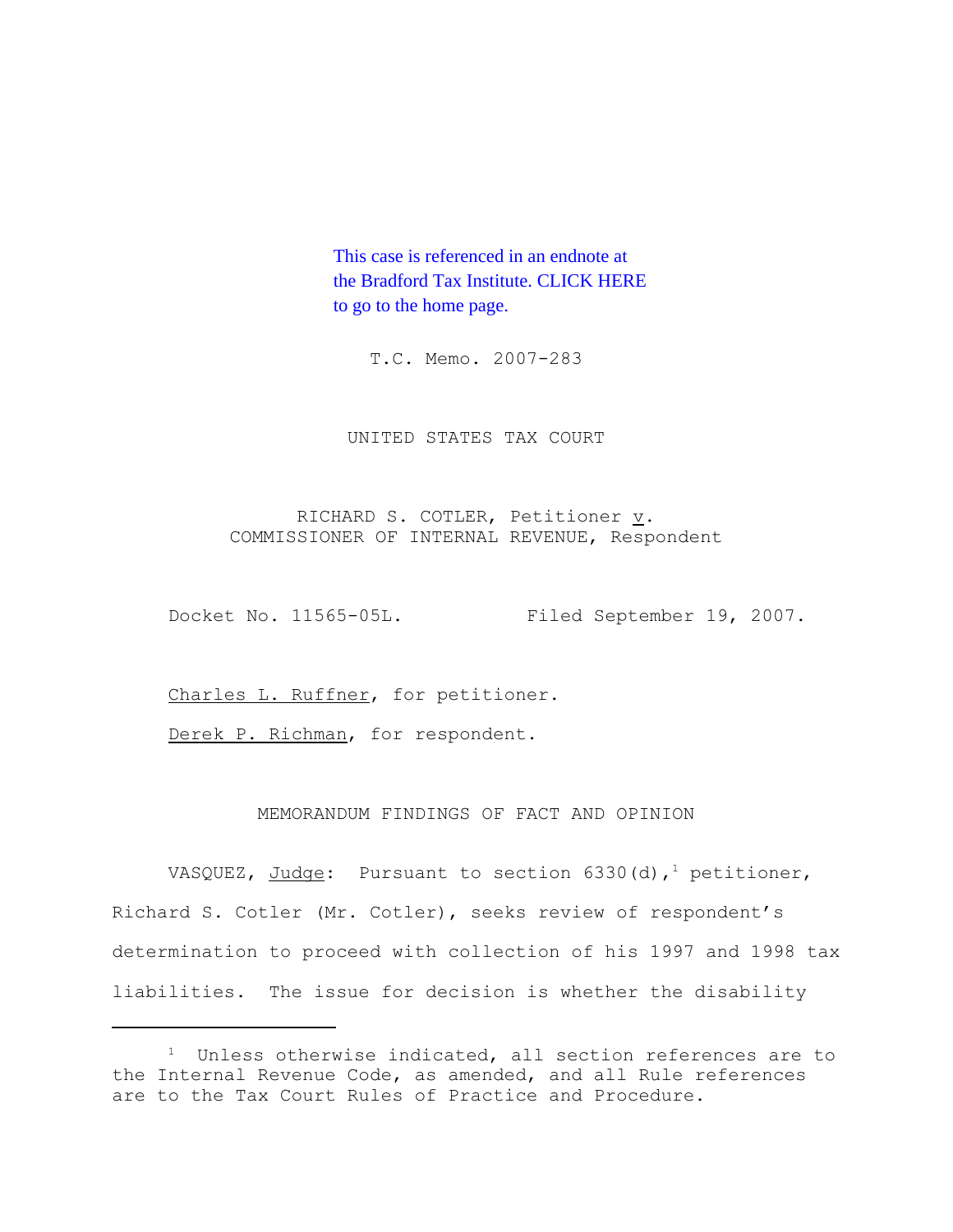This case is referenced in an endnote at the Bradford Tax Institute. CLICK HERE to go to the home page.

T.C. Memo. 2007-283

UNITED STATES TAX COURT

RICHARD S. COTLER, Petitioner v. COMMISSIONER OF INTERNAL REVENUE, Respondent

Docket No. 11565-05L. Filed September 19, 2007.

Charles L. Ruffner, for petitioner.

Derek P. Richman, for respondent.

MEMORANDUM FINDINGS OF FACT AND OPINION

VASQUEZ, Judge: Pursuant to section 6330(d),[1] petitioner, Richard S. Cotler (Mr. Cotler), seeks review of respondent's determination to proceed with collection of his 1997 and 1998 tax liabilities. The issue for decision is whether the disability

---

[1] Unless otherwise indicated, all section references are to the Internal Revenue Code, as amended, and all Rule references are to the Tax Court Rules of Practice and Procedure.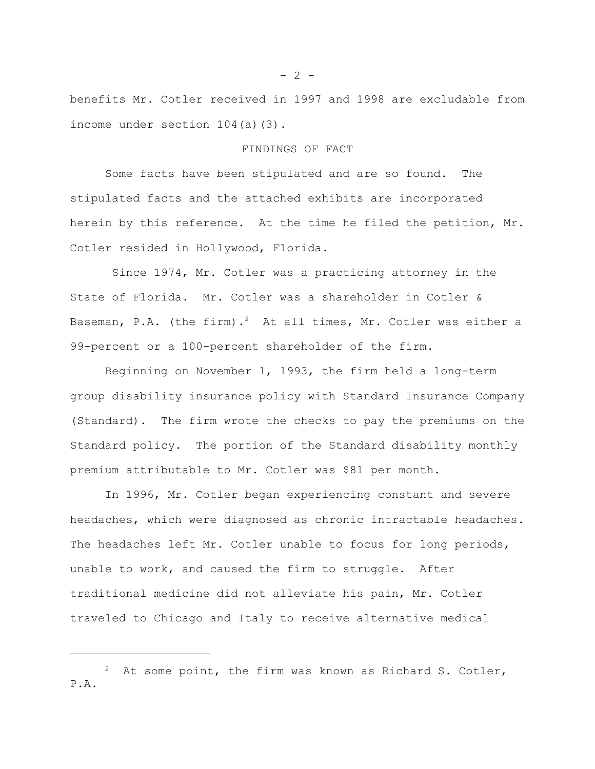benefits Mr. Cotler received in 1997 and 1998 are excludable from income under section 104(a)(3).

## FINDINGS OF FACT

Some facts have been stipulated and are so found. The stipulated facts and the attached exhibits are incorporated herein by this reference. At the time he filed the petition, Mr. Cotler resided in Hollywood, Florida.

Since 1974, Mr. Cotler was a practicing attorney in the State of Florida. Mr. Cotler was a shareholder in Cotler & Baseman, P.A. (the firm).[2] At all times, Mr. Cotler was either a 99-percent or a 100-percent shareholder of the firm.

Beginning on November 1, 1993, the firm held a long-term group disability insurance policy with Standard Insurance Company (Standard). The firm wrote the checks to pay the premiums on the Standard policy. The portion of the Standard disability monthly premium attributable to Mr. Cotler was $81 per month.

In 1996, Mr. Cotler began experiencing constant and severe headaches, which were diagnosed as chronic intractable headaches. The headaches left Mr. Cotler unable to focus for long periods, unable to work, and caused the firm to struggle. After traditional medicine did not alleviate his pain, Mr. Cotler traveled to Chicago and Italy to receive alternative medical

---

[2] At some point, the firm was known as Richard S. Cotler, P.A.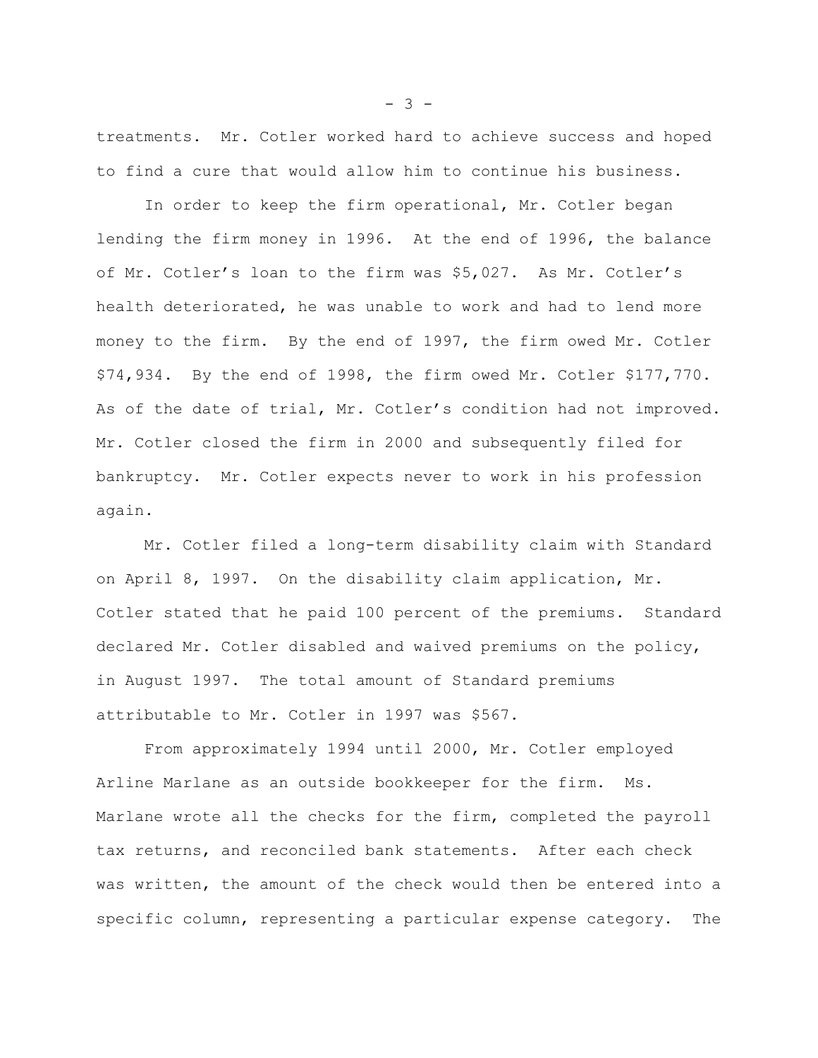treatments. Mr. Cotler worked hard to achieve success and hoped to find a cure that would allow him to continue his business.

In order to keep the firm operational, Mr. Cotler began lending the firm money in 1996. At the end of 1996, the balance of Mr. Cotler's loan to the firm was $5,027. As Mr. Cotler's health deteriorated, he was unable to work and had to lend more money to the firm. By the end of 1997, the firm owed Mr. Cotler $74,934. By the end of 1998, the firm owed Mr. Cotler $177,770. As of the date of trial, Mr. Cotler's condition had not improved. Mr. Cotler closed the firm in 2000 and subsequently filed for bankruptcy. Mr. Cotler expects never to work in his profession again.

Mr. Cotler filed a long-term disability claim with Standard on April 8, 1997. On the disability claim application, Mr. Cotler stated that he paid 100 percent of the premiums. Standard declared Mr. Cotler disabled and waived premiums on the policy, in August 1997. The total amount of Standard premiums attributable to Mr. Cotler in 1997 was $567.

From approximately 1994 until 2000, Mr. Cotler employed Arline Marlane as an outside bookkeeper for the firm. Ms. Marlane wrote all the checks for the firm, completed the payroll tax returns, and reconciled bank statements. After each check was written, the amount of the check would then be entered into a specific column, representing a particular expense category. The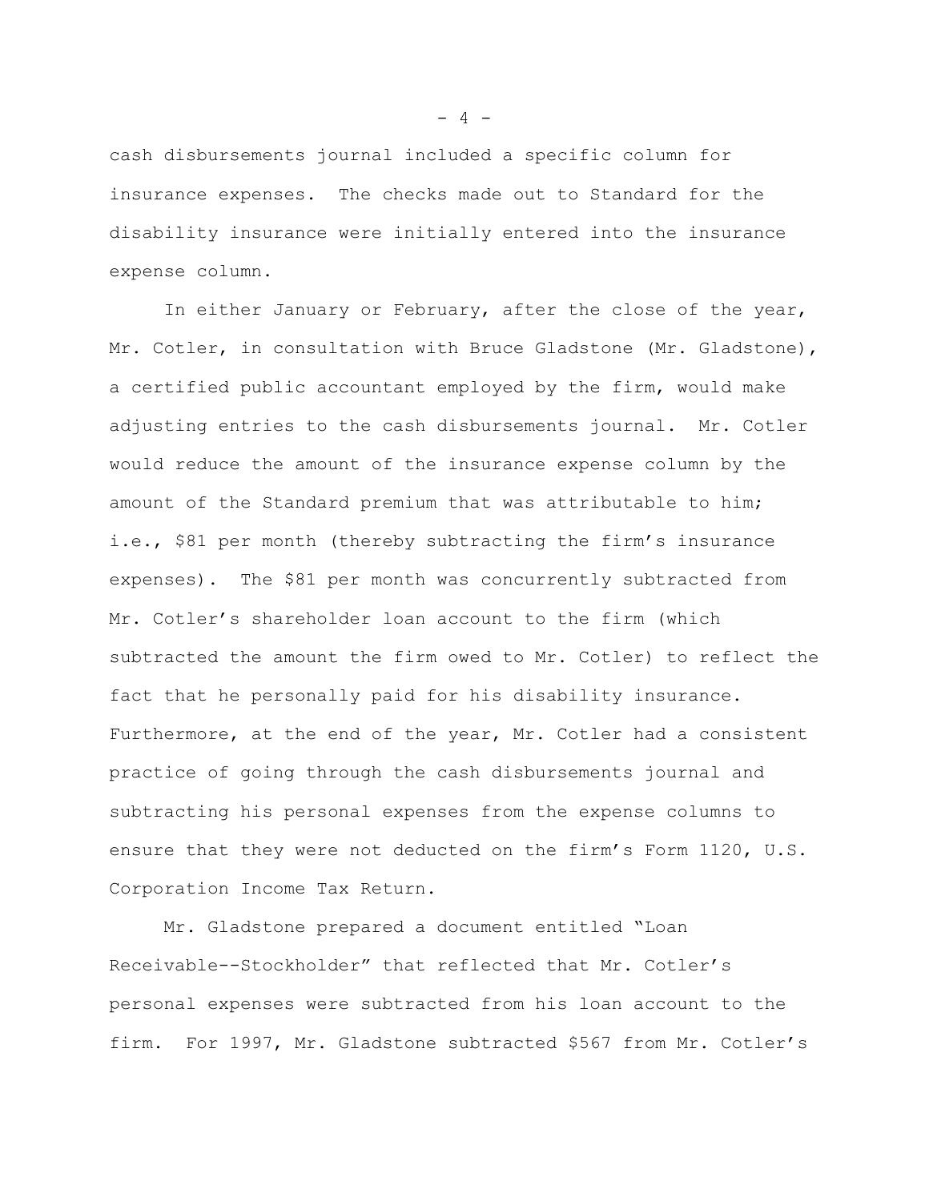cash disbursements journal included a specific column for insurance expenses. The checks made out to Standard for the disability insurance were initially entered into the insurance expense column.

In either January or February, after the close of the year, Mr. Cotler, in consultation with Bruce Gladstone (Mr. Gladstone), a certified public accountant employed by the firm, would make adjusting entries to the cash disbursements journal. Mr. Cotler would reduce the amount of the insurance expense column by the amount of the Standard premium that was attributable to him; i.e., $81 per month (thereby subtracting the firm's insurance expenses). The $81 per month was concurrently subtracted from Mr. Cotler's shareholder loan account to the firm (which subtracted the amount the firm owed to Mr. Cotler) to reflect the fact that he personally paid for his disability insurance. Furthermore, at the end of the year, Mr. Cotler had a consistent practice of going through the cash disbursements journal and subtracting his personal expenses from the expense columns to ensure that they were not deducted on the firm's Form 1120, U.S. Corporation Income Tax Return.

Mr. Gladstone prepared a document entitled "Loan Receivable--Stockholder" that reflected that Mr. Cotler's personal expenses were subtracted from his loan account to the firm. For 1997, Mr. Gladstone subtracted $567 from Mr. Cotler's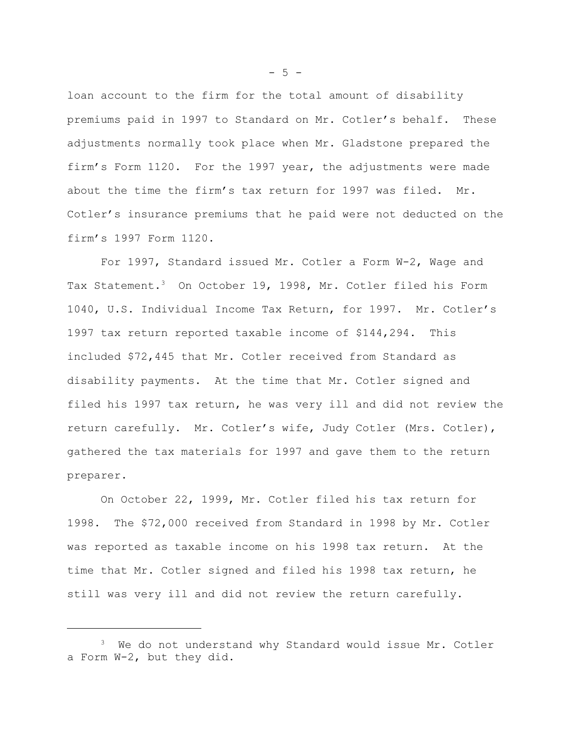loan account to the firm for the total amount of disability premiums paid in 1997 to Standard on Mr. Cotler's behalf. These adjustments normally took place when Mr. Gladstone prepared the firm's Form 1120. For the 1997 year, the adjustments were made about the time the firm's tax return for 1997 was filed. Mr. Cotler's insurance premiums that he paid were not deducted on the firm's 1997 Form 1120.

For 1997, Standard issued Mr. Cotler a Form W-2, Wage and Tax Statement.[3] On October 19, 1998, Mr. Cotler filed his Form 1040, U.S. Individual Income Tax Return, for 1997. Mr. Cotler's 1997 tax return reported taxable income of $144,294. This included $72,445 that Mr. Cotler received from Standard as disability payments. At the time that Mr. Cotler signed and filed his 1997 tax return, he was very ill and did not review the return carefully. Mr. Cotler's wife, Judy Cotler (Mrs. Cotler), gathered the tax materials for 1997 and gave them to the return preparer.

On October 22, 1999, Mr. Cotler filed his tax return for 1998. The $72,000 received from Standard in 1998 by Mr. Cotler was reported as taxable income on his 1998 tax return. At the time that Mr. Cotler signed and filed his 1998 tax return, he still was very ill and did not review the return carefully.

---

[3] We do not understand why Standard would issue Mr. Cotler a Form W-2, but they did.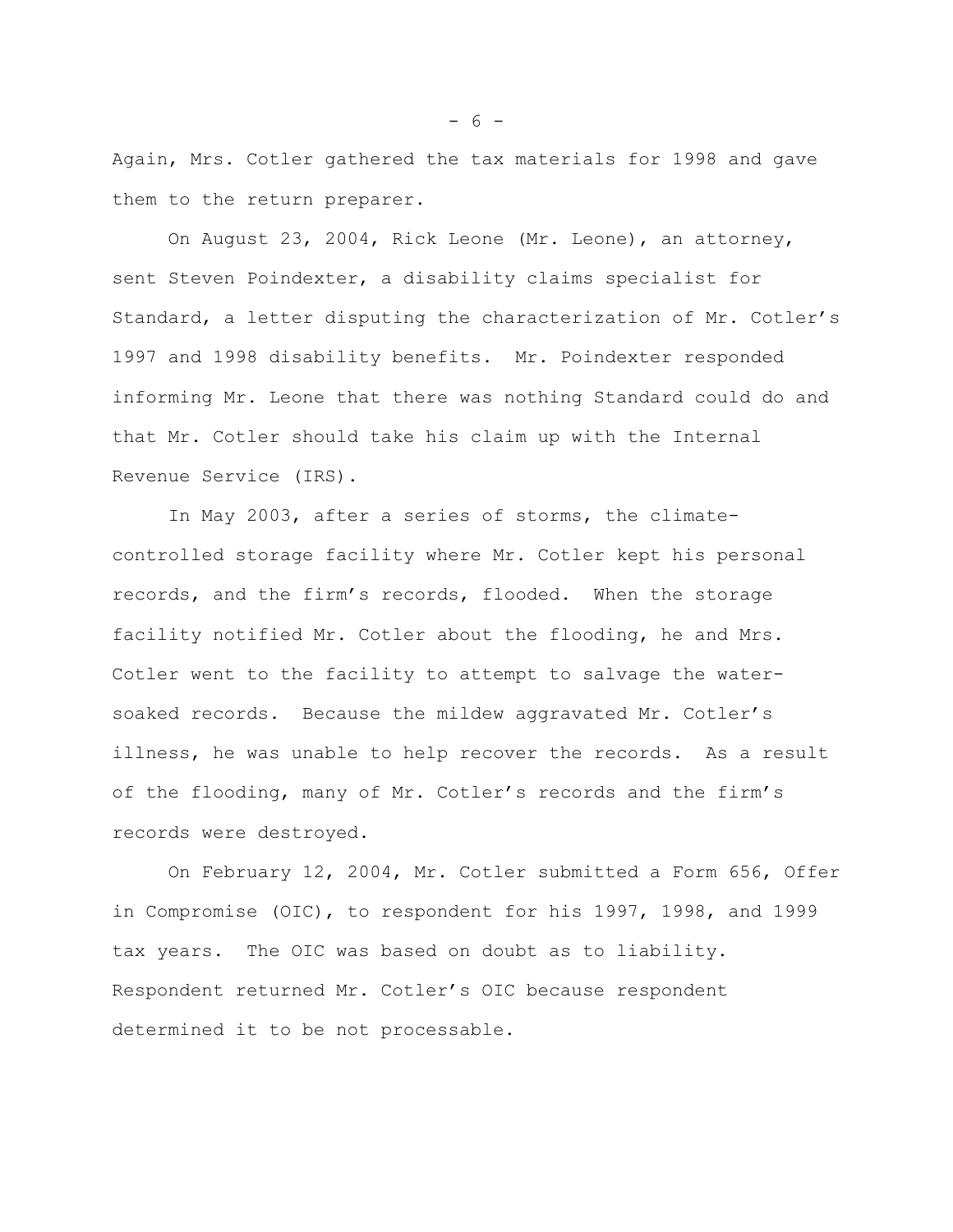Again, Mrs. Cotler gathered the tax materials for 1998 and gave them to the return preparer.

On August 23, 2004, Rick Leone (Mr. Leone), an attorney, sent Steven Poindexter, a disability claims specialist for Standard, a letter disputing the characterization of Mr. Cotler's 1997 and 1998 disability benefits. Mr. Poindexter responded informing Mr. Leone that there was nothing Standard could do and that Mr. Cotler should take his claim up with the Internal Revenue Service (IRS).

In May 2003, after a series of storms, the climate-controlled storage facility where Mr. Cotler kept his personal records, and the firm's records, flooded. When the storage facility notified Mr. Cotler about the flooding, he and Mrs. Cotler went to the facility to attempt to salvage the water-soaked records. Because the mildew aggravated Mr. Cotler's illness, he was unable to help recover the records. As a result of the flooding, many of Mr. Cotler's records and the firm's records were destroyed.

On February 12, 2004, Mr. Cotler submitted a Form 656, Offer in Compromise (OIC), to respondent for his 1997, 1998, and 1999 tax years. The OIC was based on doubt as to liability. Respondent returned Mr. Cotler's OIC because respondent determined it to be not processable.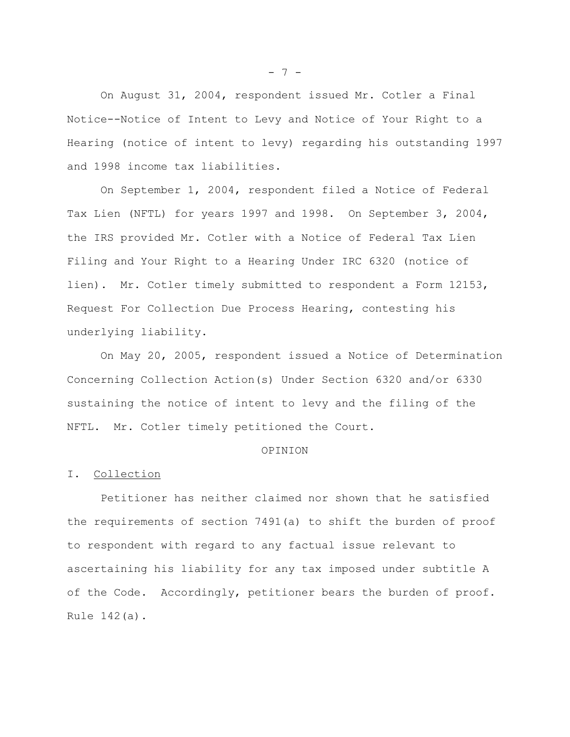On August 31, 2004, respondent issued Mr. Cotler a Final Notice--Notice of Intent to Levy and Notice of Your Right to a Hearing (notice of intent to levy) regarding his outstanding 1997 and 1998 income tax liabilities.

On September 1, 2004, respondent filed a Notice of Federal Tax Lien (NFTL) for years 1997 and 1998. On September 3, 2004, the IRS provided Mr. Cotler with a Notice of Federal Tax Lien Filing and Your Right to a Hearing Under IRC 6320 (notice of lien). Mr. Cotler timely submitted to respondent a Form 12153, Request For Collection Due Process Hearing, contesting his underlying liability.

On May 20, 2005, respondent issued a Notice of Determination Concerning Collection Action(s) Under Section 6320 and/or 6330 sustaining the notice of intent to levy and the filing of the NFTL. Mr. Cotler timely petitioned the Court.

## OPINION

### I. Collection

Petitioner has neither claimed nor shown that he satisfied the requirements of section 7491(a) to shift the burden of proof to respondent with regard to any factual issue relevant to ascertaining his liability for any tax imposed under subtitle A of the Code. Accordingly, petitioner bears the burden of proof. Rule 142(a).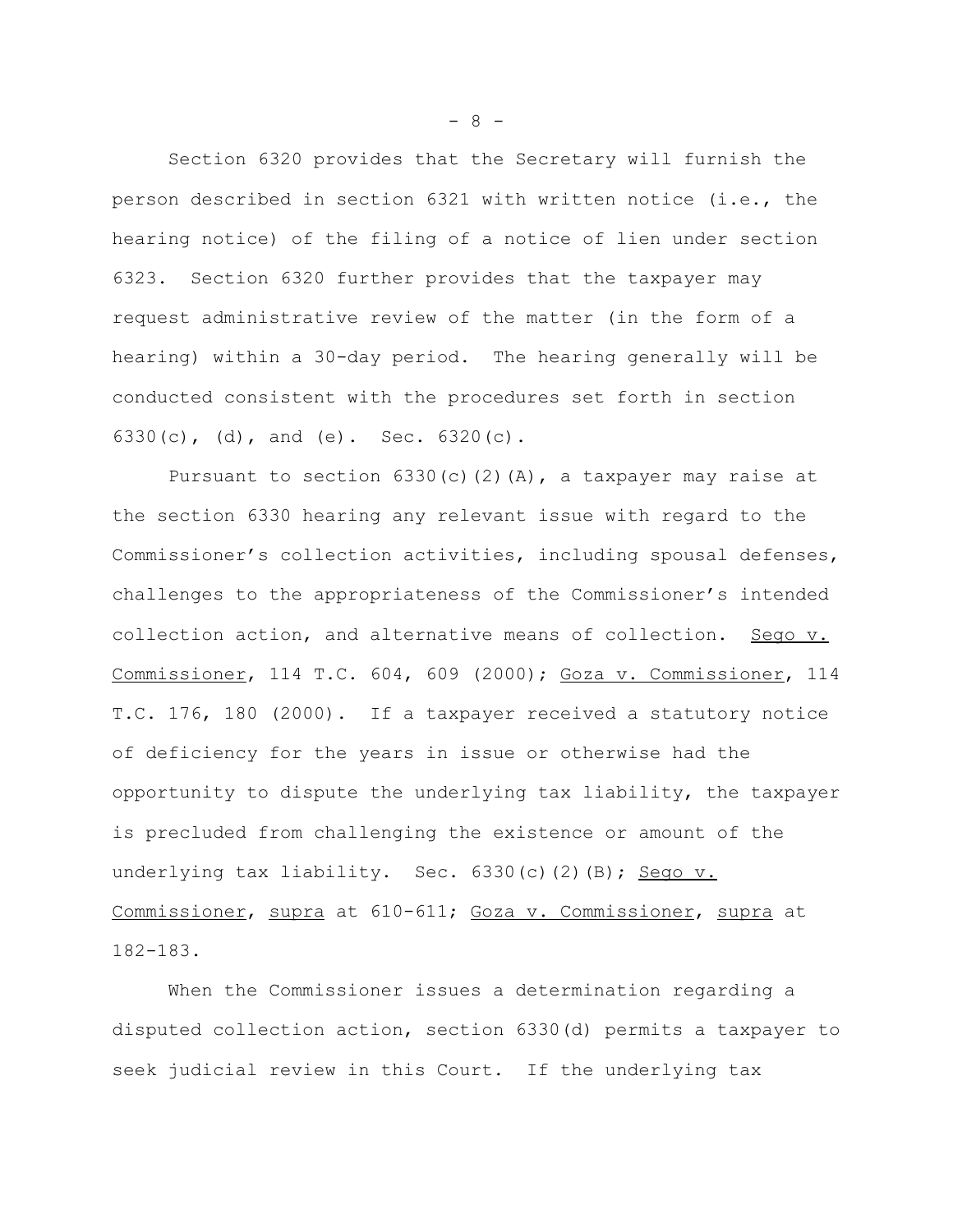Section 6320 provides that the Secretary will furnish the person described in section 6321 with written notice (i.e., the hearing notice) of the filing of a notice of lien under section 6323. Section 6320 further provides that the taxpayer may request administrative review of the matter (in the form of a hearing) within a 30-day period. The hearing generally will be conducted consistent with the procedures set forth in section 6330(c), (d), and (e). Sec. 6320(c).

Pursuant to section 6330(c)(2)(A), a taxpayer may raise at the section 6330 hearing any relevant issue with regard to the Commissioner's collection activities, including spousal defenses, challenges to the appropriateness of the Commissioner's intended collection action, and alternative means of collection. Sego v. Commissioner, 114 T.C. 604, 609 (2000); Goza v. Commissioner, 114 T.C. 176, 180 (2000). If a taxpayer received a statutory notice of deficiency for the years in issue or otherwise had the opportunity to dispute the underlying tax liability, the taxpayer is precluded from challenging the existence or amount of the underlying tax liability. Sec. 6330(c)(2)(B); Sego v. Commissioner, supra at 610-611; Goza v. Commissioner, supra at 182-183.

When the Commissioner issues a determination regarding a disputed collection action, section 6330(d) permits a taxpayer to seek judicial review in this Court. If the underlying tax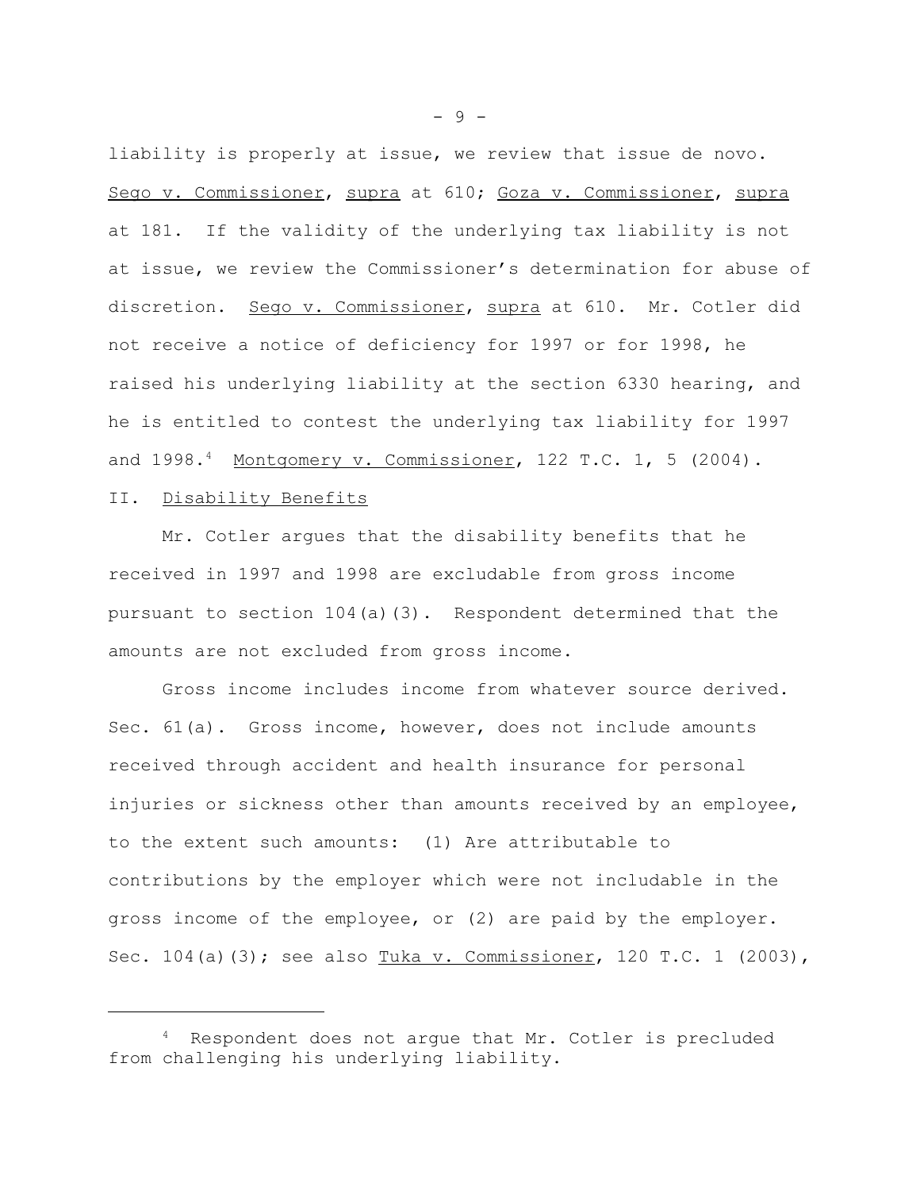liability is properly at issue, we review that issue de novo. Sego v. Commissioner, supra at 610; Goza v. Commissioner, supra at 181. If the validity of the underlying tax liability is not at issue, we review the Commissioner's determination for abuse of discretion. Sego v. Commissioner, supra at 610. Mr. Cotler did not receive a notice of deficiency for 1997 or for 1998, he raised his underlying liability at the section 6330 hearing, and he is entitled to contest the underlying tax liability for 1997 and 1998.[4] Montgomery v. Commissioner, 122 T.C. 1, 5 (2004).

## II. Disability Benefits

Mr. Cotler argues that the disability benefits that he received in 1997 and 1998 are excludable from gross income pursuant to section 104(a)(3). Respondent determined that the amounts are not excluded from gross income.

Gross income includes income from whatever source derived. Sec. 61(a). Gross income, however, does not include amounts received through accident and health insurance for personal injuries or sickness other than amounts received by an employee, to the extent such amounts: (1) Are attributable to contributions by the employer which were not includable in the gross income of the employee, or (2) are paid by the employer. Sec. 104(a)(3); see also Tuka v. Commissioner, 120 T.C. 1 (2003),

---

[4] Respondent does not argue that Mr. Cotler is precluded from challenging his underlying liability.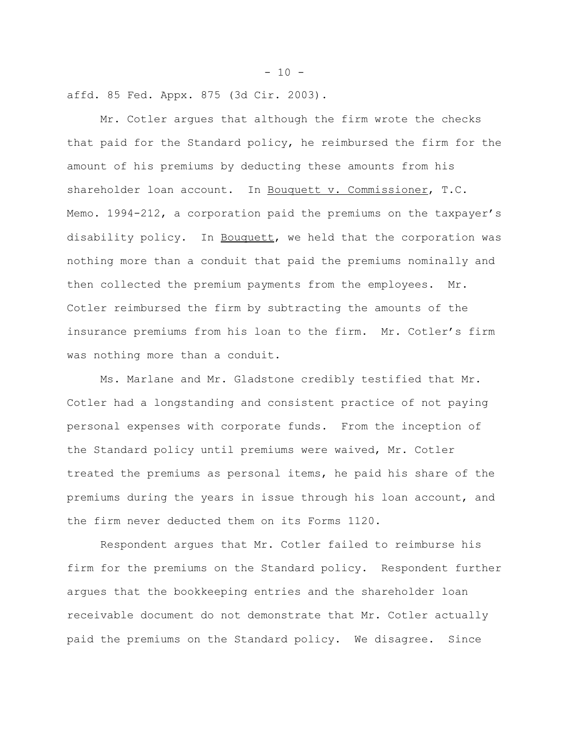affd. 85 Fed. Appx. 875 (3d Cir. 2003).

Mr. Cotler argues that although the firm wrote the checks that paid for the Standard policy, he reimbursed the firm for the amount of his premiums by deducting these amounts from his shareholder loan account. In Bouquett v. Commissioner, T.C. Memo. 1994-212, a corporation paid the premiums on the taxpayer's disability policy. In Bouquett, we held that the corporation was nothing more than a conduit that paid the premiums nominally and then collected the premium payments from the employees. Mr. Cotler reimbursed the firm by subtracting the amounts of the insurance premiums from his loan to the firm. Mr. Cotler's firm was nothing more than a conduit.

Ms. Marlane and Mr. Gladstone credibly testified that Mr. Cotler had a longstanding and consistent practice of not paying personal expenses with corporate funds. From the inception of the Standard policy until premiums were waived, Mr. Cotler treated the premiums as personal items, he paid his share of the premiums during the years in issue through his loan account, and the firm never deducted them on its Forms 1120.

Respondent argues that Mr. Cotler failed to reimburse his firm for the premiums on the Standard policy. Respondent further argues that the bookkeeping entries and the shareholder loan receivable document do not demonstrate that Mr. Cotler actually paid the premiums on the Standard policy. We disagree. Since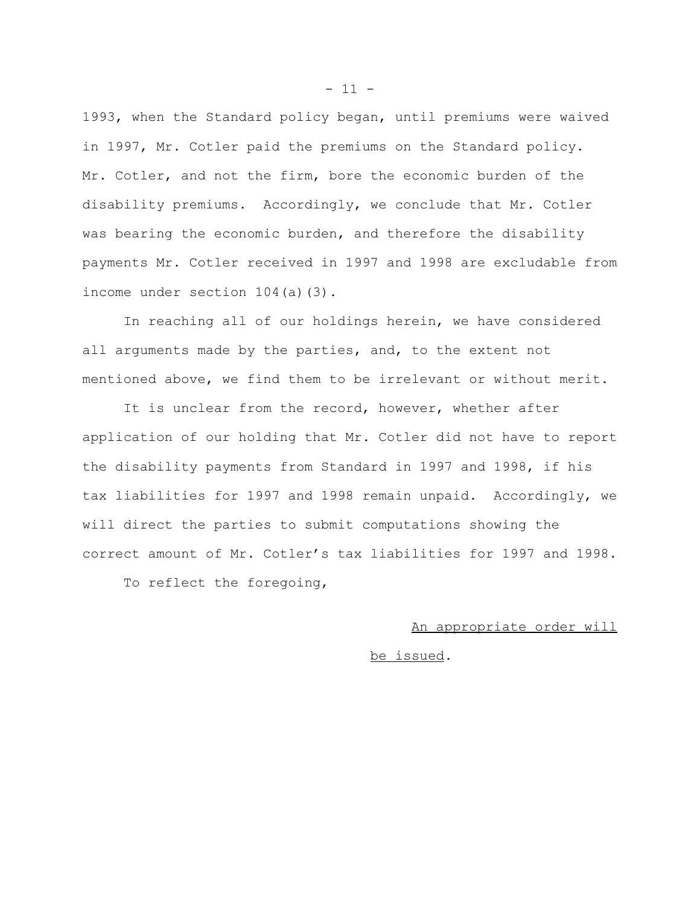1993, when the Standard policy began, until premiums were waived in 1997, Mr. Cotler paid the premiums on the Standard policy. Mr. Cotler, and not the firm, bore the economic burden of the disability premiums. Accordingly, we conclude that Mr. Cotler was bearing the economic burden, and therefore the disability payments Mr. Cotler received in 1997 and 1998 are excludable from income under section 104(a)(3).

In reaching all of our holdings herein, we have considered all arguments made by the parties, and, to the extent not mentioned above, we find them to be irrelevant or without merit.

It is unclear from the record, however, whether after application of our holding that Mr. Cotler did not have to report the disability payments from Standard in 1997 and 1998, if his tax liabilities for 1997 and 1998 remain unpaid. Accordingly, we will direct the parties to submit computations showing the correct amount of Mr. Cotler's tax liabilities for 1997 and 1998.

To reflect the foregoing,

An appropriate order will be issued.